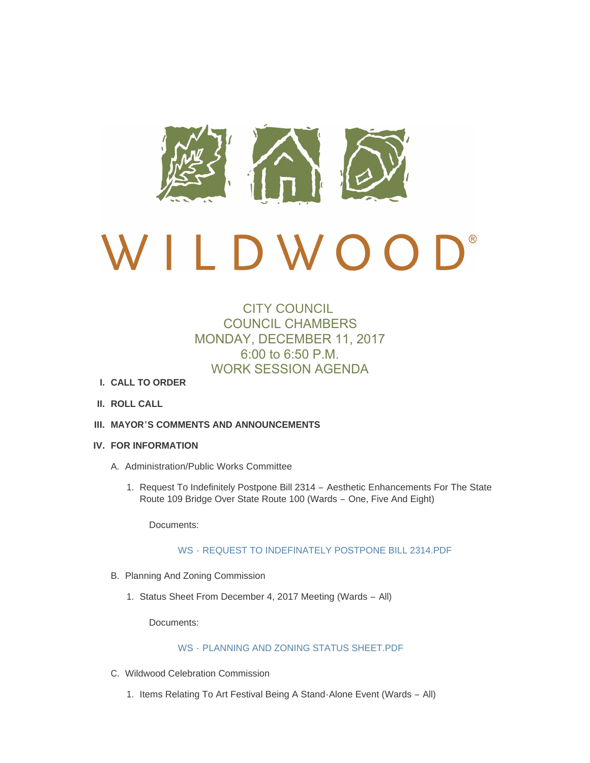# WILDWOOD®

## CITY COUNCIL
## COUNCIL CHAMBERS
## MONDAY, DECEMBER 11, 2017
## 6:00 to 6:50 P.M.
## WORK SESSION AGENDA

**I. CALL TO ORDER**

**II. ROLL CALL**

**III. MAYOR'S COMMENTS AND ANNOUNCEMENTS**

**IV. FOR INFORMATION**

A. Administration/Public Works Committee

1. Request To Indefinitely Postpone Bill 2314 – Aesthetic Enhancements For The State Route 109 Bridge Over State Route 100 (Wards – One, Five And Eight)

   Documents:

   WS - REQUEST TO INDEFINATELY POSTPONE BILL 2314.PDF

B. Planning And Zoning Commission

1. Status Sheet From December 4, 2017 Meeting (Wards – All)

   Documents:

   WS - PLANNING AND ZONING STATUS SHEET.PDF

C. Wildwood Celebration Commission

1. Items Relating To Art Festival Being A Stand-Alone Event (Wards – All)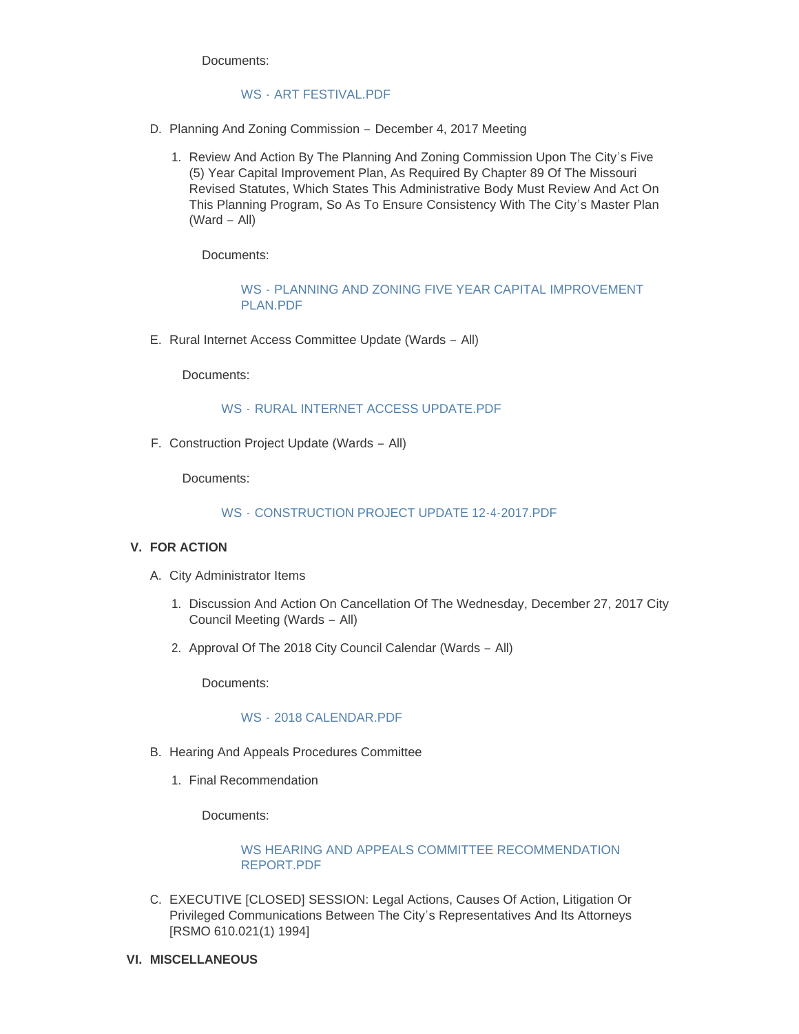Documents:

WS - ART FESTIVAL.PDF

D. Planning And Zoning Commission – December 4, 2017 Meeting

   1. Review And Action By The Planning And Zoning Commission Upon The City's Five (5) Year Capital Improvement Plan, As Required By Chapter 89 Of The Missouri Revised Statutes, Which States This Administrative Body Must Review And Act On This Planning Program, So As To Ensure Consistency With The City's Master Plan (Ward – All)

      Documents:

      WS - PLANNING AND ZONING FIVE YEAR CAPITAL IMPROVEMENT PLAN.PDF

E. Rural Internet Access Committee Update (Wards – All)

   Documents:

   WS - RURAL INTERNET ACCESS UPDATE.PDF

F. Construction Project Update (Wards – All)

   Documents:

   WS - CONSTRUCTION PROJECT UPDATE 12-4-2017.PDF

## V. FOR ACTION

A. City Administrator Items

   1. Discussion And Action On Cancellation Of The Wednesday, December 27, 2017 City Council Meeting (Wards – All)

   2. Approval Of The 2018 City Council Calendar (Wards – All)

      Documents:

      WS - 2018 CALENDAR.PDF

B. Hearing And Appeals Procedures Committee

   1. Final Recommendation

      Documents:

      WS HEARING AND APPEALS COMMITTEE RECOMMENDATION REPORT.PDF

C. EXECUTIVE [CLOSED] SESSION: Legal Actions, Causes Of Action, Litigation Or Privileged Communications Between The City's Representatives And Its Attorneys [RSMO 610.021(1) 1994]

## VI. MISCELLANEOUS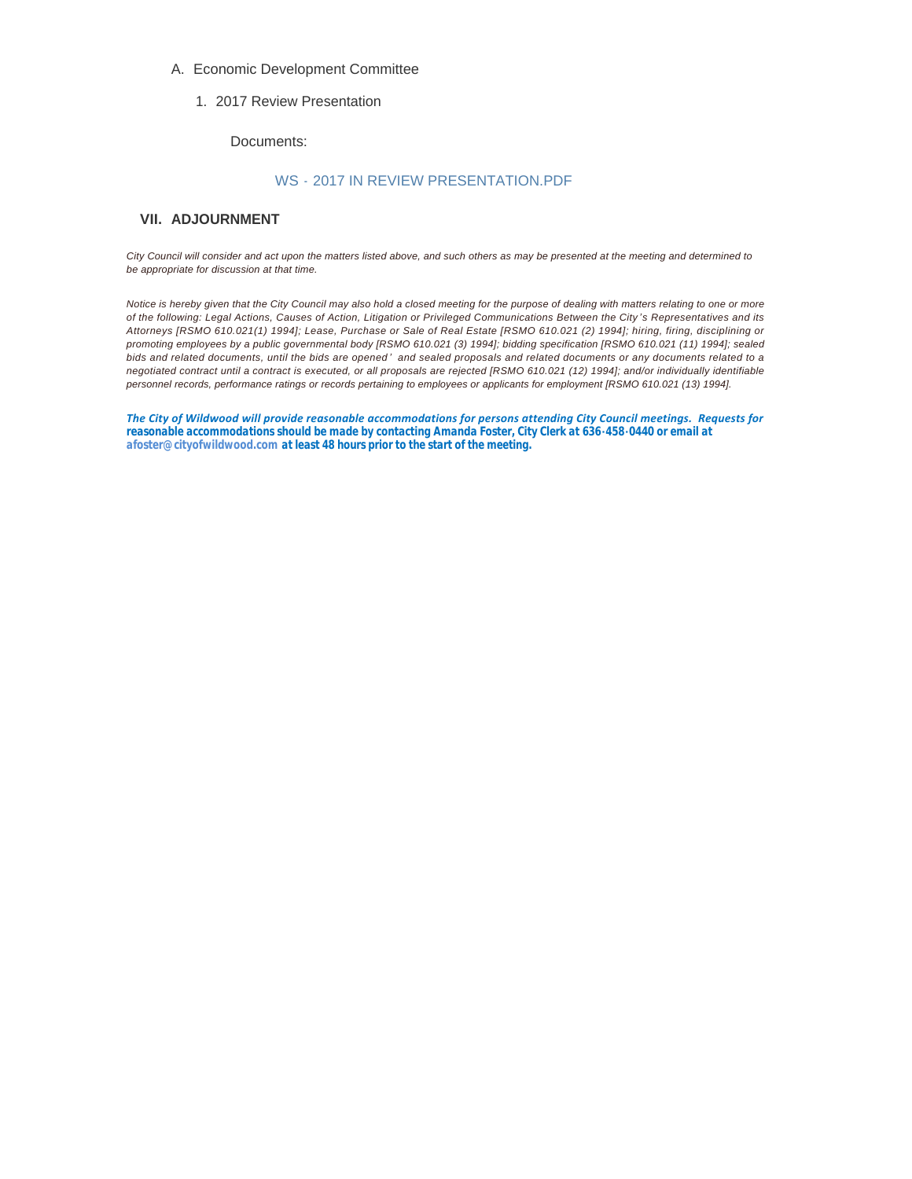A. Economic Development Committee

1. 2017 Review Presentation

Documents:

WS - 2017 IN REVIEW PRESENTATION.PDF

## VII. ADJOURNMENT

*City Council will consider and act upon the matters listed above, and such others as may be presented at the meeting and determined to be appropriate for discussion at that time.*

*Notice is hereby given that the City Council may also hold a closed meeting for the purpose of dealing with matters relating to one or more of the following: Legal Actions, Causes of Action, Litigation or Privileged Communications Between the City's Representatives and its Attorneys [RSMO 610.021(1) 1994]; Lease, Purchase or Sale of Real Estate [RSMO 610.021 (2) 1994]; hiring, firing, disciplining or promoting employees by a public governmental body [RSMO 610.021 (3) 1994]; bidding specification [RSMO 610.021 (11) 1994]; sealed bids and related documents, until the bids are opened' and sealed proposals and related documents or any documents related to a negotiated contract until a contract is executed, or all proposals are rejected [RSMO 610.021 (12) 1994]; and/or individually identifiable personnel records, performance ratings or records pertaining to employees or applicants for employment [RSMO 610.021 (13) 1994].*

***The City of Wildwood will provide reasonable accommodations for persons attending City Council meetings. Requests for*** **reasonable accommodations should be made by contacting Amanda Foster, City Clerk at 636-458-0440 or email at afoster@cityofwildwood.com at least 48 hours prior to the start of the meeting.**